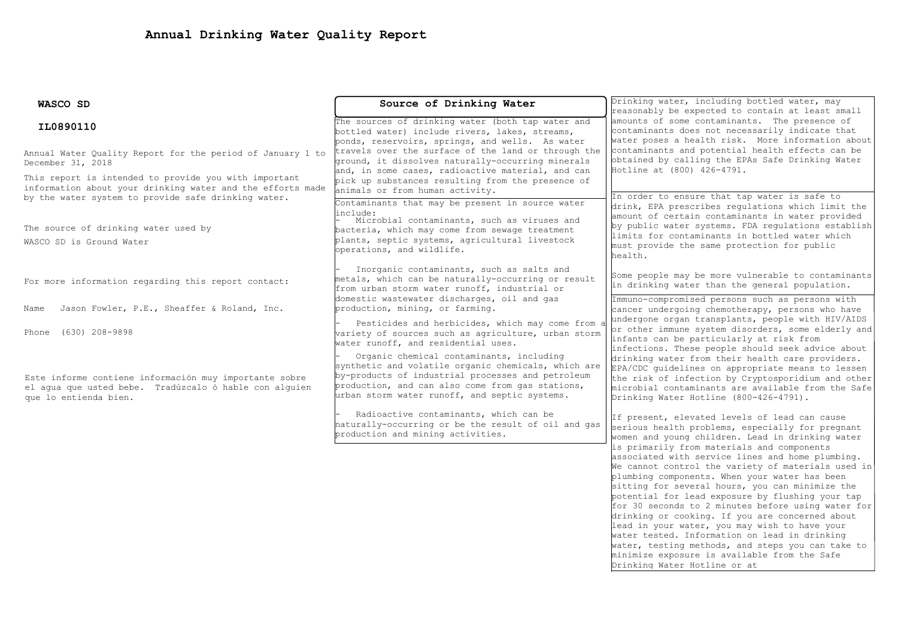# Annual Drinking Water Quality Report

**WASCO SD**

**IL0890110**

Annual Water Quality Report for the period of January 1 to December 31, 2018

This report is intended to provide you with important information about your drinking water and the efforts made by the water system to provide safe drinking water.

The source of drinking water used by

WASCO SD is Ground Water

For more information regarding this report contact:

Name Jason Fowler, P.E., Sheaffer & Roland, Inc.

Phone (630) 208-9898

Este informe contiene información muy importante sobre el agua que usted bebe. Tradúzcalo ó hable con alguien que lo entienda bien.

## Source of Drinking Water

The sources of drinking water (both tap water and bottled water) include rivers, lakes, streams, ponds, reservoirs, springs, and wells. As water travels over the surface of the land or through the ground, it dissolves naturally-occurring minerals and, in some cases, radioactive material, and can pick up substances resulting from the presence of animals or from human activity.

Contaminants that may be present in source water include:

- Microbial contaminants, such as viruses and bacteria, which may come from sewage treatment plants, septic systems, agricultural livestock operations, and wildlife.

- Inorganic contaminants, such as salts and metals, which can be naturally-occurring or result from urban storm water runoff, industrial or domestic wastewater discharges, oil and gas production, mining, or farming.

- Pesticides and herbicides, which may come from a variety of sources such as agriculture, urban storm water runoff, and residential uses.

- Organic chemical contaminants, including synthetic and volatile organic chemicals, which are by-products of industrial processes and petroleum production, and can also come from gas stations, urban storm water runoff, and septic systems.

- Radioactive contaminants, which can be naturally-occurring or be the result of oil and gas production and mining activities.

Drinking water, including bottled water, may reasonably be expected to contain at least small amounts of some contaminants. The presence of contaminants does not necessarily indicate that water poses a health risk. More information about contaminants and potential health effects can be obtained by calling the EPAs Safe Drinking Water Hotline at (800) 426-4791.

In order to ensure that tap water is safe to drink, EPA prescribes regulations which limit the amount of certain contaminants in water provided by public water systems. FDA regulations establish limits for contaminants in bottled water which must provide the same protection for public health.

Some people may be more vulnerable to contaminants in drinking water than the general population.

Immuno-compromised persons such as persons with cancer undergoing chemotherapy, persons who have undergone organ transplants, people with HIV/AIDS or other immune system disorders, some elderly and infants can be particularly at risk from infections. These people should seek advice about drinking water from their health care providers. EPA/CDC guidelines on appropriate means to lessen the risk of infection by Cryptosporidium and other microbial contaminants are available from the Safe Drinking Water Hotline (800-426-4791).

If present, elevated levels of lead can cause serious health problems, especially for pregnant women and young children. Lead in drinking water is primarily from materials and components associated with service lines and home plumbing. We cannot control the variety of materials used in plumbing components. When your water has been sitting for several hours, you can minimize the potential for lead exposure by flushing your tap for 30 seconds to 2 minutes before using water for drinking or cooking. If you are concerned about lead in your water, you may wish to have your water tested. Information on lead in drinking water, testing methods, and steps you can take to minimize exposure is available from the Safe Drinking Water Hotline or at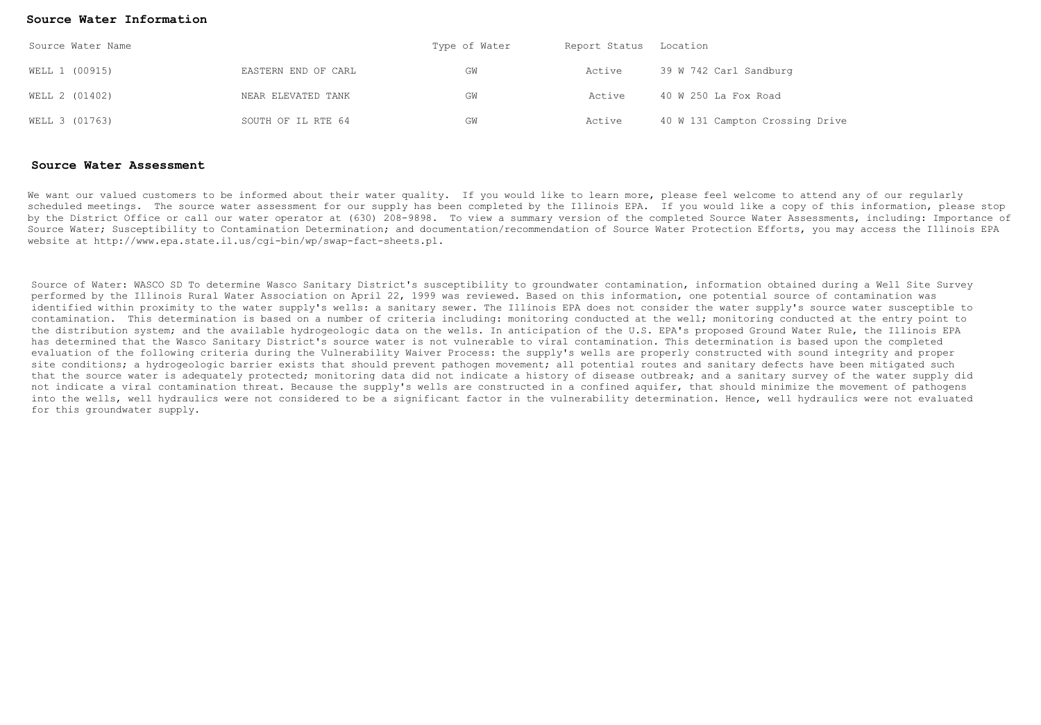## Source Water Information

| Source Water Name | | Type of Water | Report Status | Location |
| --- | --- | --- | --- | --- |
| WELL 1 (00915) | EASTERN END OF CARL | GW | Active | 39 W 742 Carl Sandburg |
| WELL 2 (01402) | NEAR ELEVATED TANK | GW | Active | 40 W 250 La Fox Road |
| WELL 3 (01763) | SOUTH OF IL RTE 64 | GW | Active | 40 W 131 Campton Crossing Drive |

## Source Water Assessment

We want our valued customers to be informed about their water quality. If you would like to learn more, please feel welcome to attend any of our regularly scheduled meetings. The source water assessment for our supply has been completed by the Illinois EPA. If you would like a copy of this information, please stop by the District Office or call our water operator at (630) 208-9898. To view a summary version of the completed Source Water Assessments, including: Importance of Source Water; Susceptibility to Contamination Determination; and documentation/recommendation of Source Water Protection Efforts, you may access the Illinois EPA website at http://www.epa.state.il.us/cgi-bin/wp/swap-fact-sheets.pl.

Source of Water: WASCO SD To determine Wasco Sanitary District's susceptibility to groundwater contamination, information obtained during a Well Site Survey performed by the Illinois Rural Water Association on April 22, 1999 was reviewed. Based on this information, one potential source of contamination was identified within proximity to the water supply's wells: a sanitary sewer. The Illinois EPA does not consider the water supply's source water susceptible to contamination. This determination is based on a number of criteria including: monitoring conducted at the well; monitoring conducted at the entry point to the distribution system; and the available hydrogeologic data on the wells. In anticipation of the U.S. EPA's proposed Ground Water Rule, the Illinois EPA has determined that the Wasco Sanitary District's source water is not vulnerable to viral contamination. This determination is based upon the completed evaluation of the following criteria during the Vulnerability Waiver Process: the supply's wells are properly constructed with sound integrity and proper site conditions; a hydrogeologic barrier exists that should prevent pathogen movement; all potential routes and sanitary defects have been mitigated such that the source water is adequately protected; monitoring data did not indicate a history of disease outbreak; and a sanitary survey of the water supply did not indicate a viral contamination threat. Because the supply's wells are constructed in a confined aquifer, that should minimize the movement of pathogens into the wells, well hydraulics were not considered to be a significant factor in the vulnerability determination. Hence, well hydraulics were not evaluated for this groundwater supply.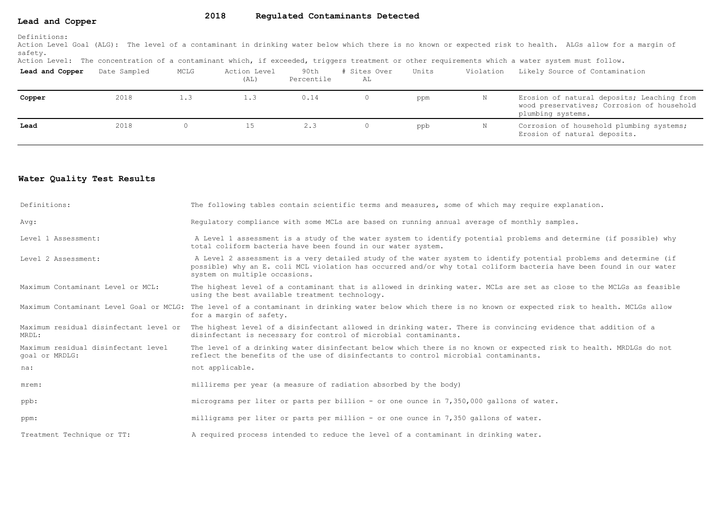## 2018 Regulated Contaminants Detected

### Lead and Copper

Definitions:

Action Level Goal (ALG): The level of a contaminant in drinking water below which there is no known or expected risk to health. ALGs allow for a margin of safety.

Action Level: The concentration of a contaminant which, if exceeded, triggers treatment or other requirements which a water system must follow.

| Lead and Copper | Date Sampled | MCLG | Action Level (AL) | 90th Percentile | # Sites Over AL | Units | Violation | Likely Source of Contamination |
|---|---|---|---|---|---|---|---|---|
| **Copper** | 2018 | 1.3 | 1.3 | 0.14 | 0 | ppm | N | Erosion of natural deposits; Leaching from wood preservatives; Corrosion of household plumbing systems. |
| **Lead** | 2018 | 0 | 15 | 2.3 | 0 | ppb | N | Corrosion of household plumbing systems; Erosion of natural deposits. |

### Water Quality Test Results

| | |
|---|---|
| Definitions: | The following tables contain scientific terms and measures, some of which may require explanation. |
| Avg: | Regulatory compliance with some MCLs are based on running annual average of monthly samples. |
| Level 1 Assessment: | A Level 1 assessment is a study of the water system to identify potential problems and determine (if possible) why total coliform bacteria have been found in our water system. |
| Level 2 Assessment: | A Level 2 assessment is a very detailed study of the water system to identify potential problems and determine (if possible) why an E. coli MCL violation has occurred and/or why total coliform bacteria have been found in our water system on multiple occasions. |
| Maximum Contaminant Level or MCL: | The highest level of a contaminant that is allowed in drinking water. MCLs are set as close to the MCLGs as feasible using the best available treatment technology. |
| Maximum Contaminant Level Goal or MCLG: | The level of a contaminant in drinking water below which there is no known or expected risk to health. MCLGs allow for a margin of safety. |
| Maximum residual disinfectant level or MRDL: | The highest level of a disinfectant allowed in drinking water. There is convincing evidence that addition of a disinfectant is necessary for control of microbial contaminants. |
| Maximum residual disinfectant level goal or MRDLG: | The level of a drinking water disinfectant below which there is no known or expected risk to health. MRDLGs do not reflect the benefits of the use of disinfectants to control microbial contaminants. |
| na: | not applicable. |
| mrem: | millirems per year (a measure of radiation absorbed by the body) |
| ppb: | micrograms per liter or parts per billion - or one ounce in 7,350,000 gallons of water. |
| ppm: | milligrams per liter or parts per million - or one ounce in 7,350 gallons of water. |
| Treatment Technique or TT: | A required process intended to reduce the level of a contaminant in drinking water. |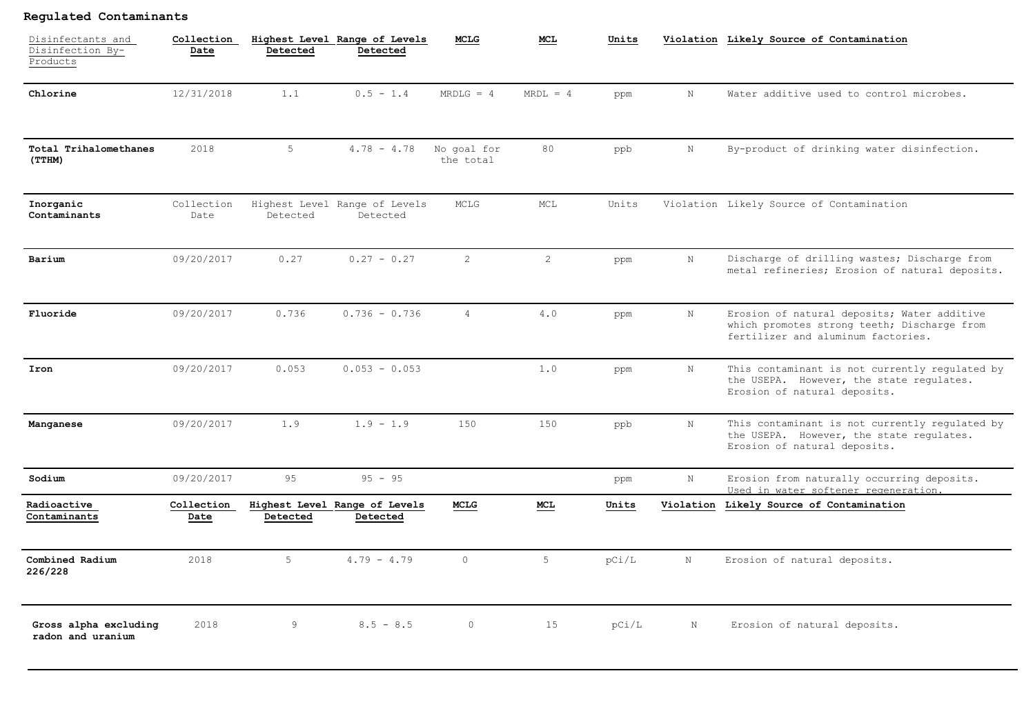**Regulated Contaminants**

| Disinfectants and Disinfection By-Products | Collection Date | Highest Level Detected | Range of Levels Detected | MCLG | MCL | Units | Violation | Likely Source of Contamination |
|---|---|---|---|---|---|---|---|---|
| **Chlorine** | 12/31/2018 | 1.1 | 0.5 - 1.4 | MRDLG = 4 | MRDL = 4 | ppm | N | Water additive used to control microbes. |
| **Total Trihalomethanes (TTHM)** | 2018 | 5 | 4.78 - 4.78 | No goal for the total | 80 | ppb | N | By-product of drinking water disinfection. |
| **Inorganic Contaminants** | Collection Date | Highest Level Detected | Range of Levels Detected | MCLG | MCL | Units | Violation | Likely Source of Contamination |
| **Barium** | 09/20/2017 | 0.27 | 0.27 - 0.27 | 2 | 2 | ppm | N | Discharge of drilling wastes; Discharge from metal refineries; Erosion of natural deposits. |
| **Fluoride** | 09/20/2017 | 0.736 | 0.736 - 0.736 | 4 | 4.0 | ppm | N | Erosion of natural deposits; Water additive which promotes strong teeth; Discharge from fertilizer and aluminum factories. |
| **Iron** | 09/20/2017 | 0.053 | 0.053 - 0.053 | | 1.0 | ppm | N | This contaminant is not currently regulated by the USEPA. However, the state regulates. Erosion of natural deposits. |
| **Manganese** | 09/20/2017 | 1.9 | 1.9 - 1.9 | 150 | 150 | ppb | N | This contaminant is not currently regulated by the USEPA. However, the state regulates. Erosion of natural deposits. |
| **Sodium** | 09/20/2017 | 95 | 95 - 95 | | | ppm | N | Erosion from naturally occurring deposits. Used in water softener regeneration. |
| **Radioactive Contaminants** | **Collection Date** | **Highest Level Detected** | **Range of Levels Detected** | **MCLG** | **MCL** | **Units** | **Violation** | **Likely Source of Contamination** |
| **Combined Radium 226/228** | 2018 | 5 | 4.79 - 4.79 | 0 | 5 | pCi/L | N | Erosion of natural deposits. |
| **Gross alpha excluding radon and uranium** | 2018 | 9 | 8.5 - 8.5 | 0 | 15 | pCi/L | N | Erosion of natural deposits. |